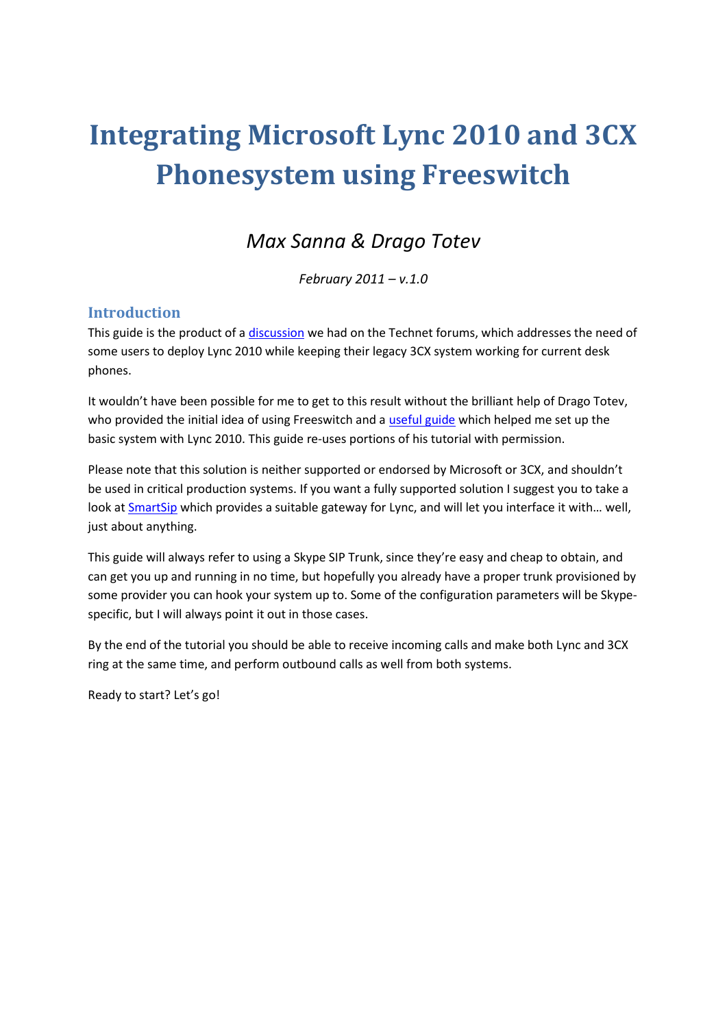# Integrating Microsoft Lync 2010 and 3CX Phonesystem using Freeswitch

*Max Sanna & Drago Totev*

*February 2011 – v.1.0*

## Introduction

This guide is the product of a discussion we had on the Technet forums, which addresses the need of some users to deploy Lync 2010 while keeping their legacy 3CX system working for current desk phones.

It wouldn't have been possible for me to get to this result without the brilliant help of Drago Totev, who provided the initial idea of using Freeswitch and a useful guide which helped me set up the basic system with Lync 2010. This guide re-uses portions of his tutorial with permission.

Please note that this solution is neither supported or endorsed by Microsoft or 3CX, and shouldn't be used in critical production systems. If you want a fully supported solution I suggest you to take a look at SmartSip which provides a suitable gateway for Lync, and will let you interface it with… well, just about anything.

This guide will always refer to using a Skype SIP Trunk, since they're easy and cheap to obtain, and can get you up and running in no time, but hopefully you already have a proper trunk provisioned by some provider you can hook your system up to. Some of the configuration parameters will be Skype-specific, but I will always point it out in those cases.

By the end of the tutorial you should be able to receive incoming calls and make both Lync and 3CX ring at the same time, and perform outbound calls as well from both systems.

Ready to start? Let's go!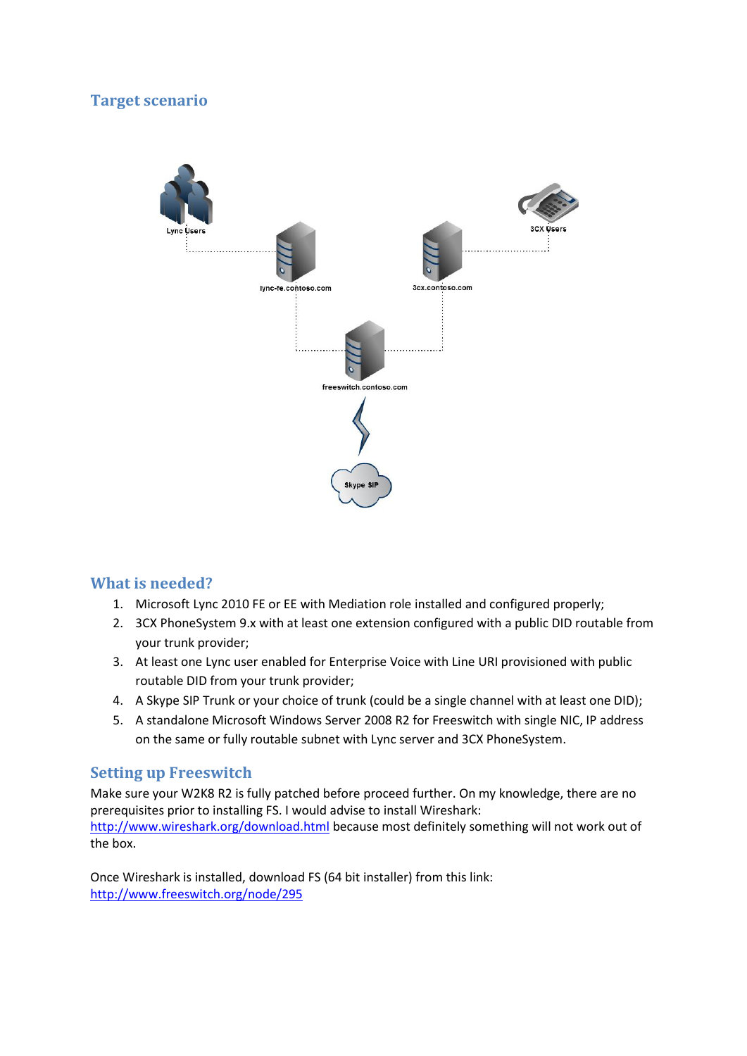## Target scenario

## What is needed?

1. Microsoft Lync 2010 FE or EE with Mediation role installed and configured properly;
2. 3CX PhoneSystem 9.x with at least one extension configured with a public DID routable from your trunk provider;
3. At least one Lync user enabled for Enterprise Voice with Line URI provisioned with public routable DID from your trunk provider;
4. A Skype SIP Trunk or your choice of trunk (could be a single channel with at least one DID);
5. A standalone Microsoft Windows Server 2008 R2 for Freeswitch with single NIC, IP address on the same or fully routable subnet with Lync server and 3CX PhoneSystem.

## Setting up Freeswitch

Make sure your W2K8 R2 is fully patched before proceed further. On my knowledge, there are no prerequisites prior to installing FS. I would advise to install Wireshark: http://www.wireshark.org/download.html because most definitely something will not work out of the box.

Once Wireshark is installed, download FS (64 bit installer) from this link: http://www.freeswitch.org/node/295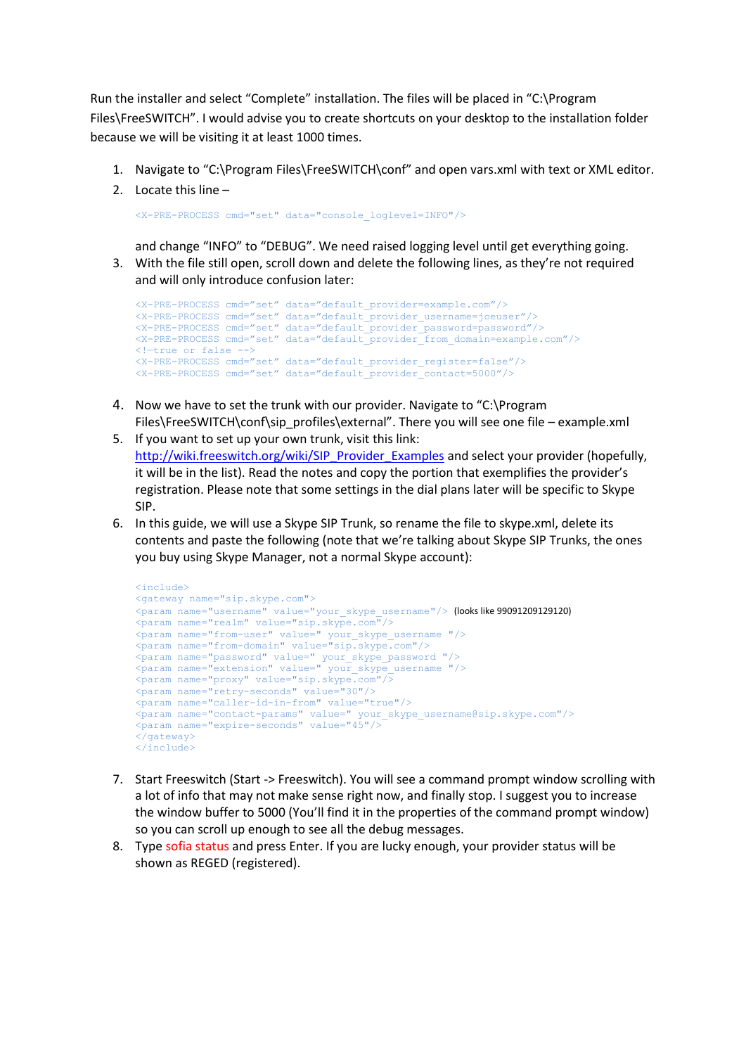Run the installer and select “Complete” installation. The files will be placed in “C:\Program Files\FreeSWITCH”. I would advise you to create shortcuts on your desktop to the installation folder because we will be visiting it at least 1000 times.

1. Navigate to “C:\Program Files\FreeSWITCH\conf” and open vars.xml with text or XML editor.
2. Locate this line –

   ```
   <X-PRE-PROCESS cmd="set" data="console_loglevel=INFO"/>
   ```

   and change “INFO” to “DEBUG”. We need raised logging level until get everything going.
3. With the file still open, scroll down and delete the following lines, as they’re not required and will only introduce confusion later:

   ```
   <X-PRE-PROCESS cmd="set" data="default_provider=example.com"/>
   <X-PRE-PROCESS cmd="set" data="default_provider_username=joeuser"/>
   <X-PRE-PROCESS cmd="set" data="default_provider_password=password"/>
   <X-PRE-PROCESS cmd="set" data="default_provider_from_domain=example.com"/>
   <!-true or false -->
   <X-PRE-PROCESS cmd="set" data="default_provider_register=false"/>
   <X-PRE-PROCESS cmd="set" data="default_provider_contact=5000"/>
   ```

4. Now we have to set the trunk with our provider. Navigate to “C:\Program Files\FreeSWITCH\conf\sip_profiles\external”. There you will see one file – example.xml
5. If you want to set up your own trunk, visit this link: [http://wiki.freeswitch.org/wiki/SIP_Provider_Examples](http://wiki.freeswitch.org/wiki/SIP_Provider_Examples) and select your provider (hopefully, it will be in the list). Read the notes and copy the portion that exemplifies the provider’s registration. Please note that some settings in the dial plans later will be specific to Skype SIP.
6. In this guide, we will use a Skype SIP Trunk, so rename the file to skype.xml, delete its contents and paste the following (note that we’re talking about Skype SIP Trunks, the ones you buy using Skype Manager, not a normal Skype account):

   ```
   <include>
   <gateway name="sip.skype.com">
   <param name="username" value="your_skype_username"/>  (looks like 99091209129120)
   <param name="realm" value="sip.skype.com"/>
   <param name="from-user" value=" your_skype_username "/>
   <param name="from-domain" value="sip.skype.com"/>
   <param name="password" value=" your_skype_password "/>
   <param name="extension" value=" your_skype_username "/>
   <param name="proxy" value="sip.skype.com"/>
   <param name="retry-seconds" value="30"/>
   <param name="caller-id-in-from" value="true"/>
   <param name="contact-params" value=" your_skype_username@sip.skype.com"/>
   <param name="expire-seconds" value="45"/>
   </gateway>
   </include>
   ```

7. Start Freeswitch (Start -> Freeswitch). You will see a command prompt window scrolling with a lot of info that may not make sense right now, and finally stop. I suggest you to increase the window buffer to 5000 (You’ll find it in the properties of the command prompt window) so you can scroll up enough to see all the debug messages.
8. Type sofia status and press Enter. If you are lucky enough, your provider status will be shown as REGED (registered).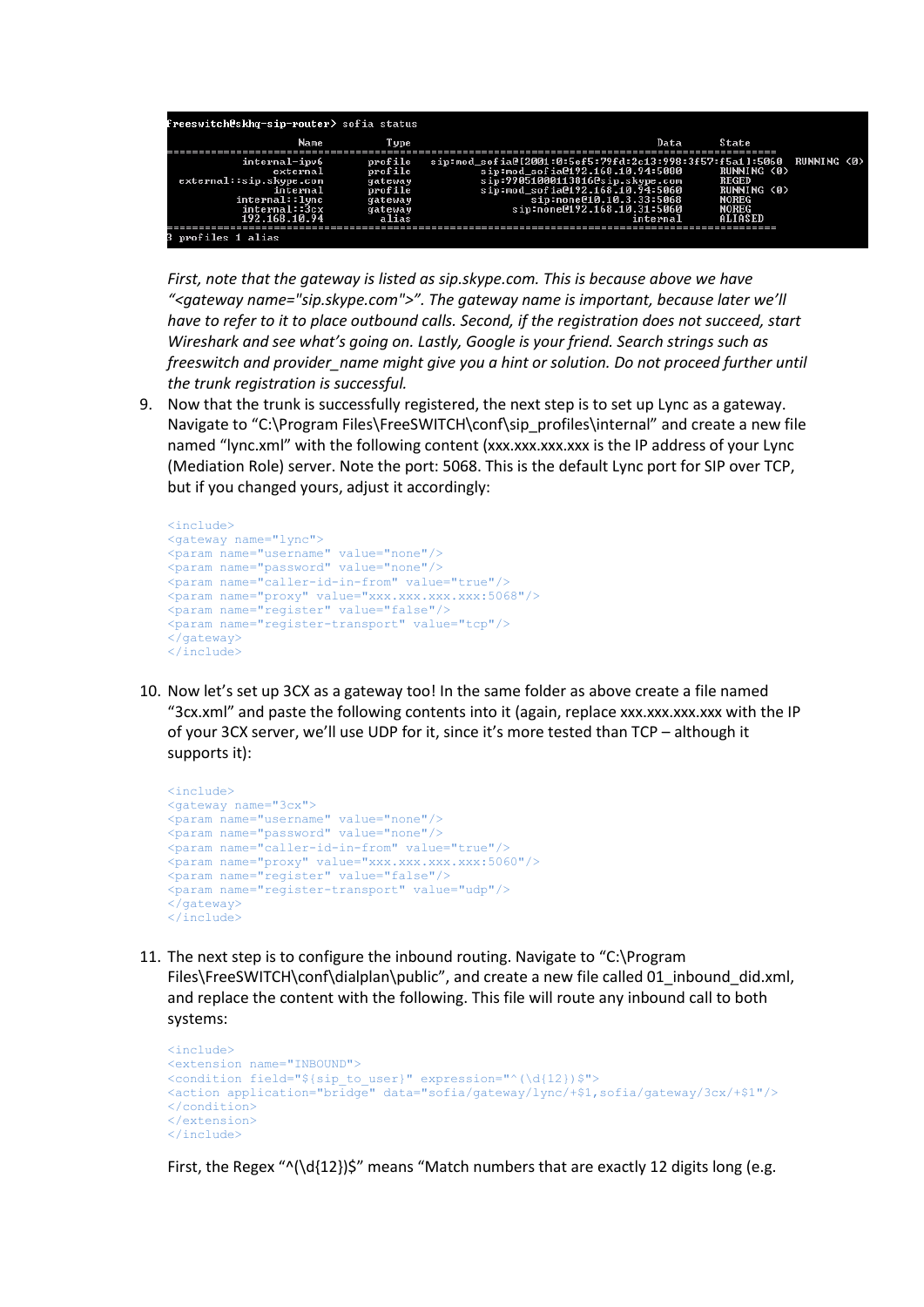```
freeswitch@skhq-sip-router> sofia status
                     Name          Type                                       Data      State
=================================================================================================
            internal-ipv6       profile   sip:mod_sofia@[2001:0:5ef5:79fd:2c13:998:3f57:f5a1]:5060   RUNNING (0)
                 external       profile          sip:mod_sofia@192.168.10.94:5080      RUNNING (0)
   external::sip.skype.com      gateway          sip:99051000113016@sip.skype.com     REGED
                 internal       profile          sip:mod_sofia@192.168.10.94:5060      RUNNING (0)
           internal::lync       gateway               sip:none@10.10.3.33:5068          NOREG
            internal::3cx       gateway              sip:none@192.168.10.31:5060        NOREG
            192.168.10.94         alias                                  internal        ALIASED
=================================================================================================
3 profiles 1 alias
```

*First, note that the gateway is listed as sip.skype.com. This is because above we have "<gateway name="sip.skype.com">". The gateway name is important, because later we'll have to refer to it to place outbound calls. Second, if the registration does not succeed, start Wireshark and see what's going on. Lastly, Google is your friend. Search strings such as freeswitch and provider_name might give you a hint or solution. Do not proceed further until the trunk registration is successful.*

9. Now that the trunk is successfully registered, the next step is to set up Lync as a gateway. Navigate to "C:\Program Files\FreeSWITCH\conf\sip_profiles\internal" and create a new file named "lync.xml" with the following content (xxx.xxx.xxx.xxx is the IP address of your Lync (Mediation Role) server. Note the port: 5068. This is the default Lync port for SIP over TCP, but if you changed yours, adjust it accordingly:

```
<include>
<gateway name="lync">
<param name="username" value="none"/>
<param name="password" value="none"/>
<param name="caller-id-in-from" value="true"/>
<param name="proxy" value="xxx.xxx.xxx.xxx:5068"/>
<param name="register" value="false"/>
<param name="register-transport" value="tcp"/>
</gateway>
</include>
```

10. Now let's set up 3CX as a gateway too! In the same folder as above create a file named "3cx.xml" and paste the following contents into it (again, replace xxx.xxx.xxx.xxx with the IP of your 3CX server, we'll use UDP for it, since it's more tested than TCP – although it supports it):

```
<include>
<gateway name="3cx">
<param name="username" value="none"/>
<param name="password" value="none"/>
<param name="caller-id-in-from" value="true"/>
<param name="proxy" value="xxx.xxx.xxx.xxx:5060"/>
<param name="register" value="false"/>
<param name="register-transport" value="udp"/>
</gateway>
</include>
```

11. The next step is to configure the inbound routing. Navigate to "C:\Program Files\FreeSWITCH\conf\dialplan\public", and create a new file called 01_inbound_did.xml, and replace the content with the following. This file will route any inbound call to both systems:

```
<include>
<extension name="INBOUND">
<condition field="${sip_to_user}" expression="^(\d{12})$">
<action application="bridge" data="sofia/gateway/lync/+$1,sofia/gateway/3cx/+$1"/>
</condition>
</extension>
</include>
```

First, the Regex "^(\d{12})$" means "Match numbers that are exactly 12 digits long (e.g.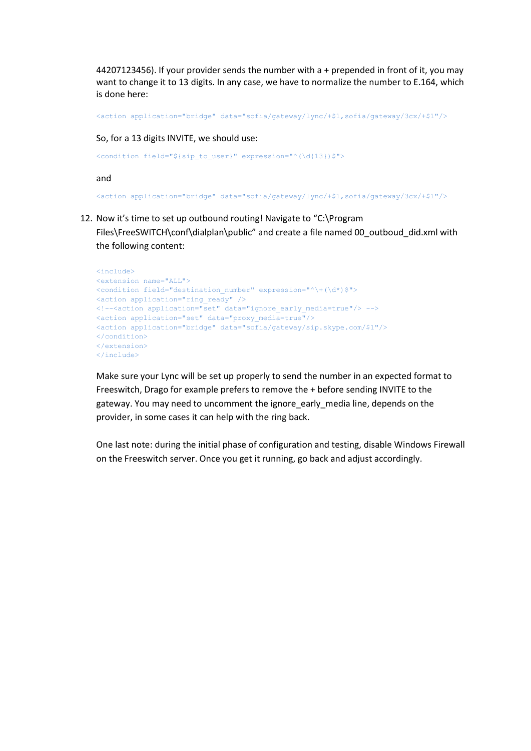44207123456). If your provider sends the number with a + prepended in front of it, you may want to change it to 13 digits. In any case, we have to normalize the number to E.164, which is done here:

```
<action application="bridge" data="sofia/gateway/lync/+$1,sofia/gateway/3cx/+$1"/>
```

So, for a 13 digits INVITE, we should use:

```
<condition field="${sip_to_user}" expression="^(\d{13})$">
```

and

```
<action application="bridge" data="sofia/gateway/lync/+$1,sofia/gateway/3cx/+$1"/>
```

12. Now it's time to set up outbound routing! Navigate to "C:\Program Files\FreeSWITCH\conf\dialplan\public" and create a file named 00_outboud_did.xml with the following content:

```
<include>
<extension name="ALL">
<condition field="destination_number" expression="^\+(\d*)$">
<action application="ring_ready" />
<!--<action application="set" data="ignore_early_media=true"/> -->
<action application="set" data="proxy_media=true"/>
<action application="bridge" data="sofia/gateway/sip.skype.com/$1"/>
</condition>
</extension>
</include>
```

Make sure your Lync will be set up properly to send the number in an expected format to Freeswitch, Drago for example prefers to remove the + before sending INVITE to the gateway. You may need to uncomment the ignore_early_media line, depends on the provider, in some cases it can help with the ring back.

One last note: during the initial phase of configuration and testing, disable Windows Firewall on the Freeswitch server. Once you get it running, go back and adjust accordingly.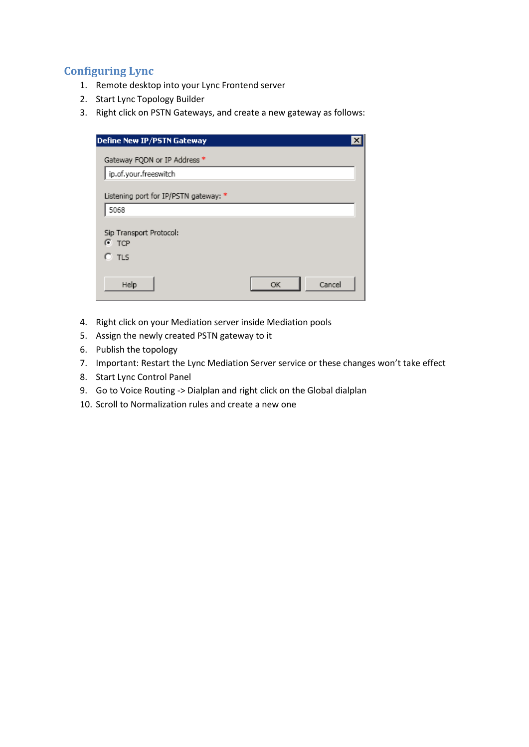## Configuring Lync

1. Remote desktop into your Lync Frontend server
2. Start Lync Topology Builder
3. Right click on PSTN Gateways, and create a new gateway as follows:
4. Right click on your Mediation server inside Mediation pools
5. Assign the newly created PSTN gateway to it
6. Publish the topology
7. Important: Restart the Lync Mediation Server service or these changes won't take effect
8. Start Lync Control Panel
9. Go to Voice Routing -> Dialplan and right click on the Global dialplan
10. Scroll to Normalization rules and create a new one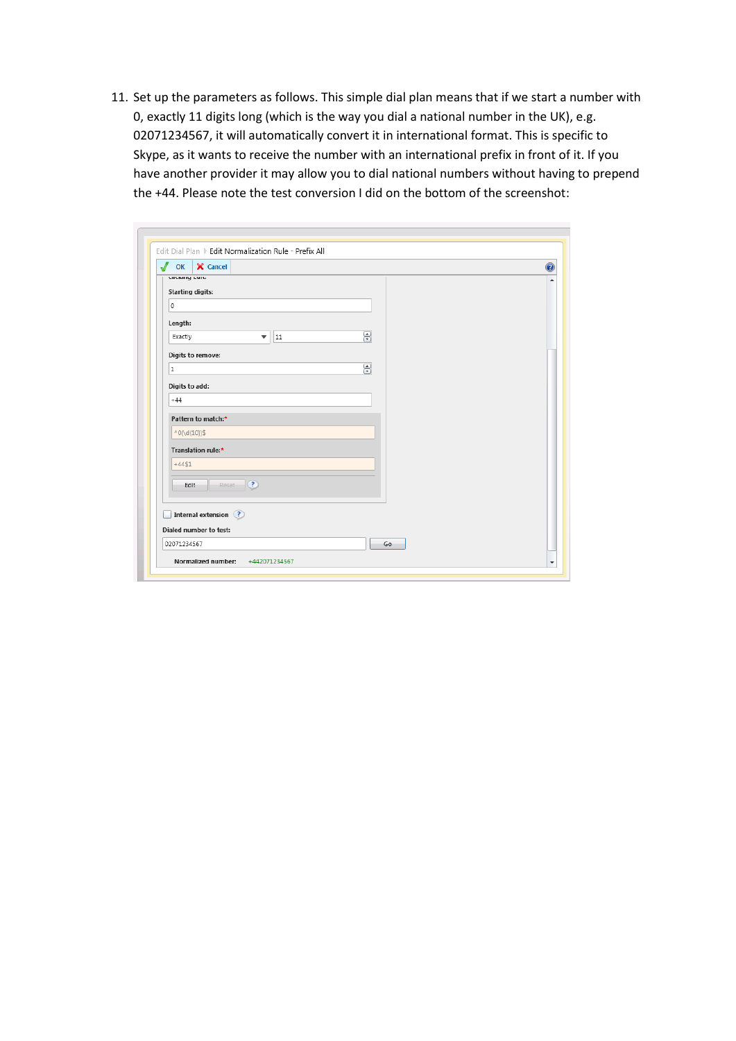11. Set up the parameters as follows. This simple dial plan means that if we start a number with 0, exactly 11 digits long (which is the way you dial a national number in the UK), e.g. 02071234567, it will automatically convert it in international format. This is specific to Skype, as it wants to receive the number with an international prefix in front of it. If you have another provider it may allow you to dial national numbers without having to prepend the +44. Please note the test conversion I did on the bottom of the screenshot: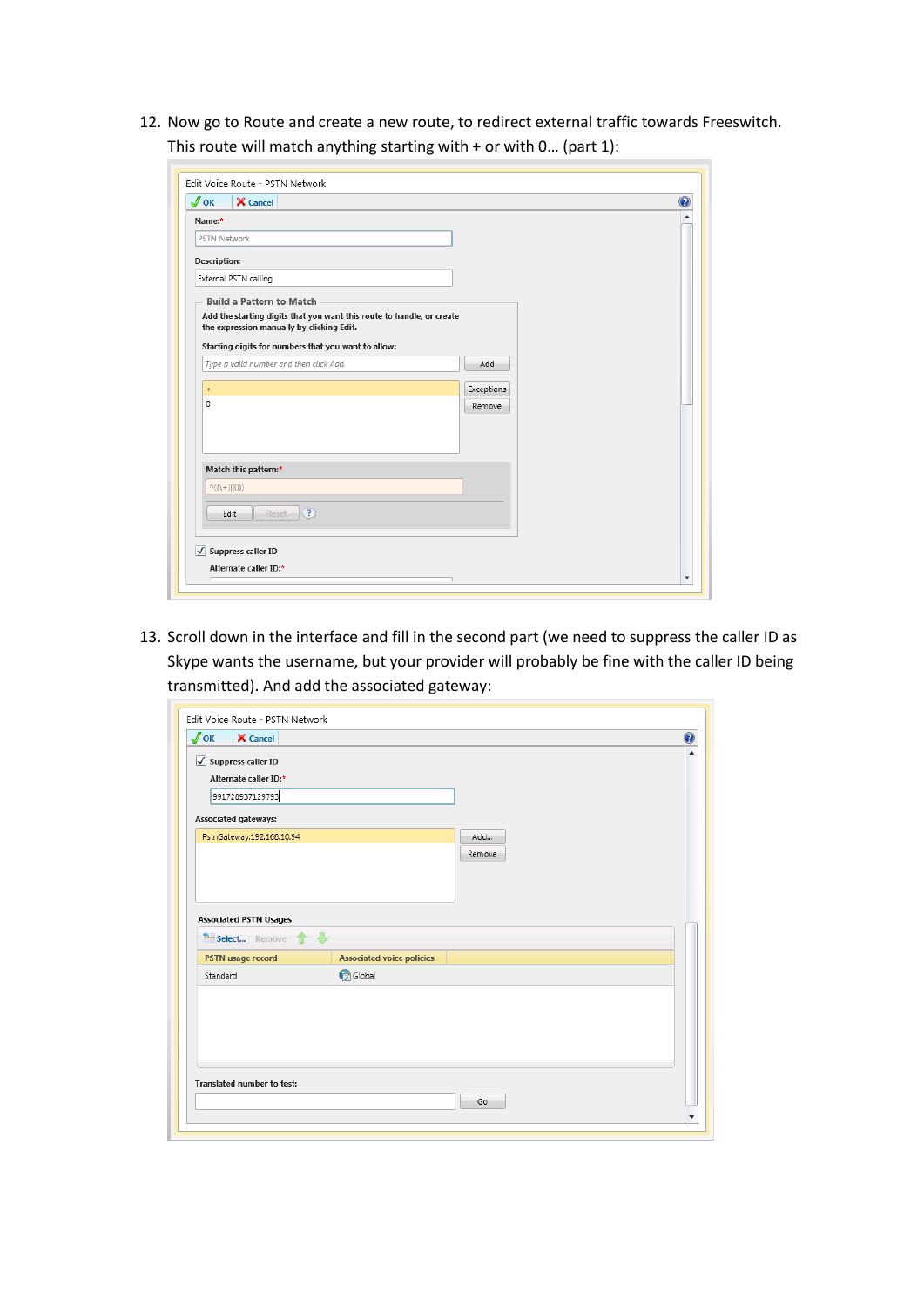12. Now go to Route and create a new route, to redirect external traffic towards Freeswitch. This route will match anything starting with + or with 0… (part 1):

13. Scroll down in the interface and fill in the second part (we need to suppress the caller ID as Skype wants the username, but your provider will probably be fine with the caller ID being transmitted). And add the associated gateway: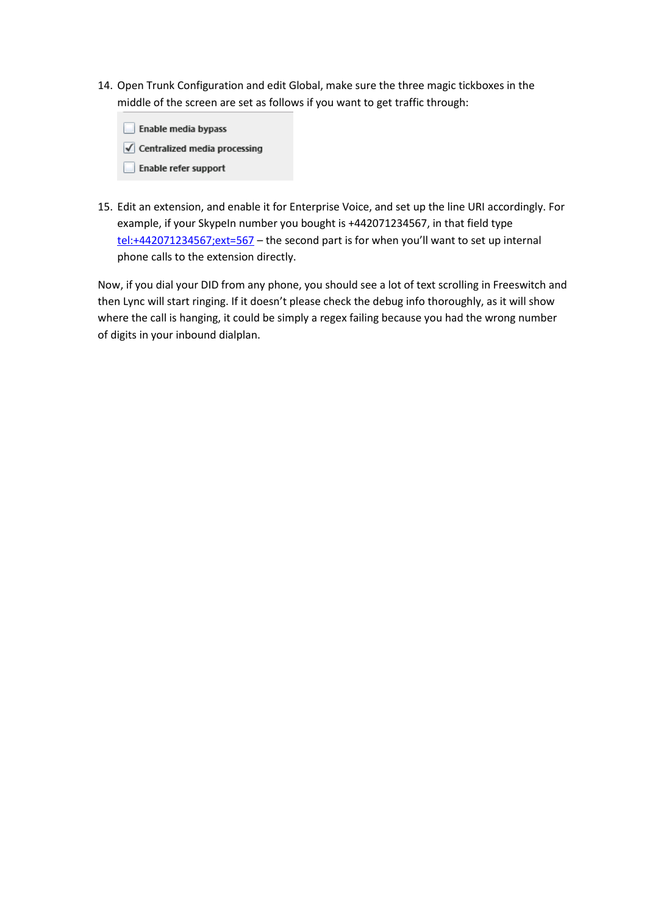14. Open Trunk Configuration and edit Global, make sure the three magic tickboxes in the middle of the screen are set as follows if you want to get traffic through:

    - [ ] Enable media bypass
    - [x] Centralized media processing
    - [ ] Enable refer support

15. Edit an extension, and enable it for Enterprise Voice, and set up the line URI accordingly. For example, if your SkypeIn number you bought is +442071234567, in that field type tel:+442071234567;ext=567 – the second part is for when you'll want to set up internal phone calls to the extension directly.

Now, if you dial your DID from any phone, you should see a lot of text scrolling in Freeswitch and then Lync will start ringing. If it doesn't please check the debug info thoroughly, as it will show where the call is hanging, it could be simply a regex failing because you had the wrong number of digits in your inbound dialplan.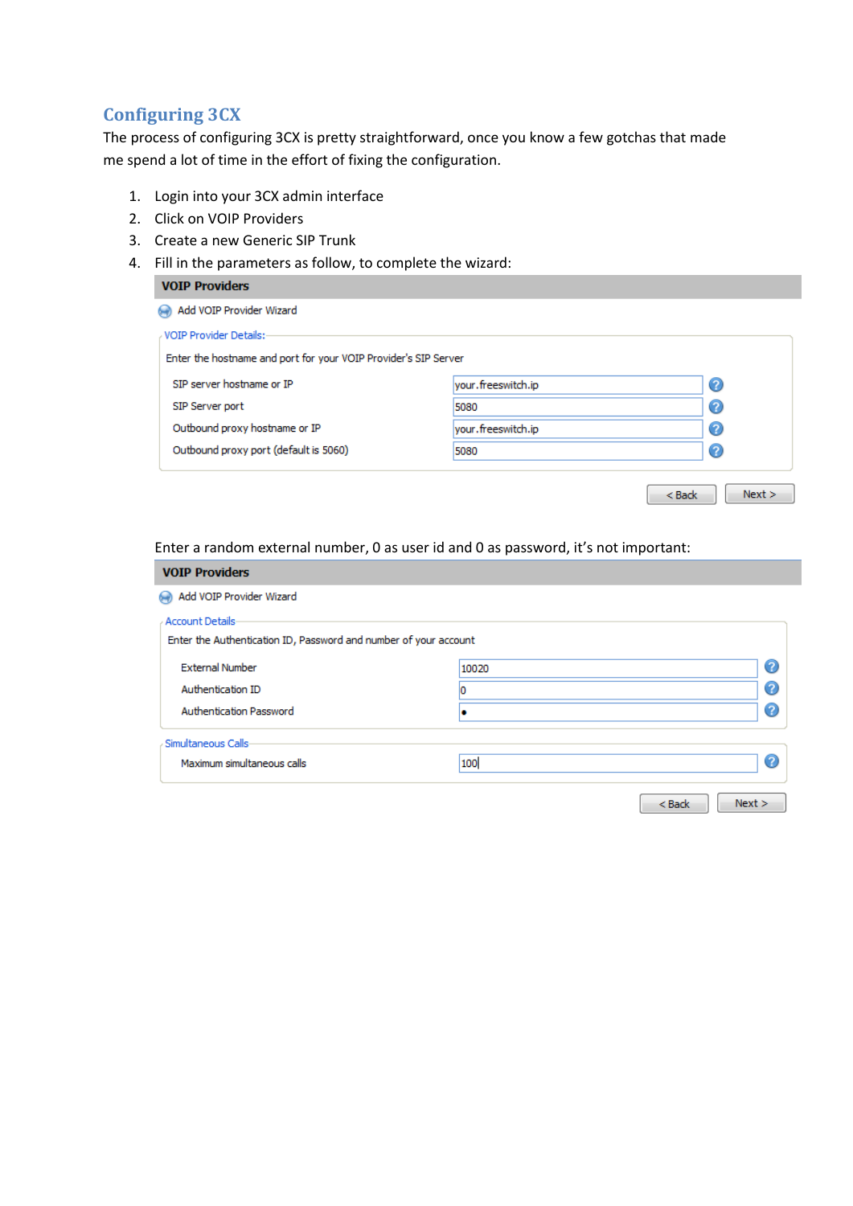## Configuring 3CX

The process of configuring 3CX is pretty straightforward, once you know a few gotchas that made me spend a lot of time in the effort of fixing the configuration.

1. Login into your 3CX admin interface
2. Click on VOIP Providers
3. Create a new Generic SIP Trunk
4. Fill in the parameters as follow, to complete the wizard:

**VOIP Providers**

Add VOIP Provider Wizard

VOIP Provider Details:

Enter the hostname and port for your VOIP Provider's SIP Server

| | |
|---|---|
| SIP server hostname or IP | your.freeswitch.ip |
| SIP Server port | 5080 |
| Outbound proxy hostname or IP | your.freeswitch.ip |
| Outbound proxy port (default is 5060) | 5080 |

< Back | Next >

Enter a random external number, 0 as user id and 0 as password, it's not important:

**VOIP Providers**

Add VOIP Provider Wizard

Account Details

Enter the Authentication ID, Password and number of your account

| | |
|---|---|
| External Number | 10020 |
| Authentication ID | 0 |
| Authentication Password | • |

Simultaneous Calls

| | |
|---|---|
| Maximum simultaneous calls | 100 |

< Back | Next >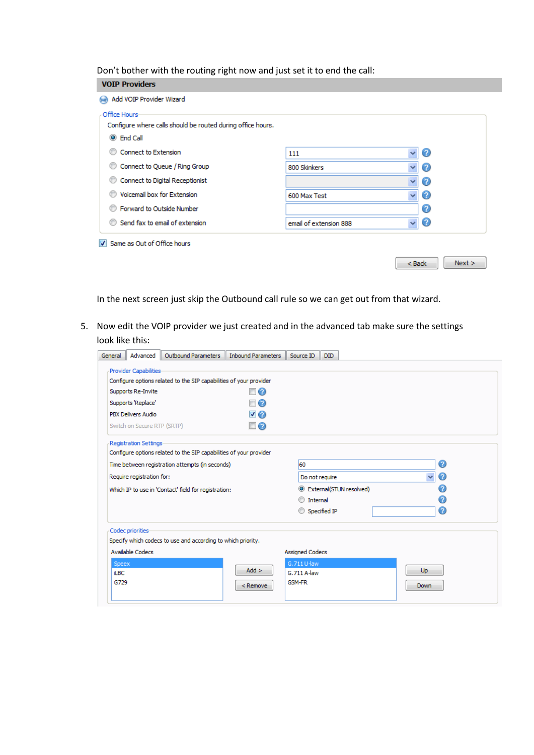Don't bother with the routing right now and just set it to end the call:

**VOIP Providers**

Add VOIP Provider Wizard

Office Hours

Configure where calls should be routed during office hours.

- (•) End Call
- ( ) Connect to Extension — 111
- ( ) Connect to Queue / Ring Group — 800 Skinkers
- ( ) Connect to Digital Receptionist —
- ( ) Voicemail box for Extension — 600 Max Test
- ( ) Forward to Outside Number —
- ( ) Send fax to email of extension — email of extension 888

[x] Same as Out of Office hours

< Back | Next >

In the next screen just skip the Outbound call rule so we can get out from that wizard.

5. Now edit the VOIP provider we just created and in the advanced tab make sure the settings look like this:

General | Advanced | Outbound Parameters | Inbound Parameters | Source ID | DID

Provider Capabilities

Configure options related to the SIP capabilities of your provider

- Supports Re-Invite [ ]
- Supports 'Replace' [ ]
- PBX Delivers Audio [x]
- Switch on Secure RTP (SRTP) [ ]

Registration Settings

Configure options related to the SIP capabilities of your provider

- Time between registration attempts (in seconds): 60
- Require registration for: Do not require
- Which IP to use in 'Contact' field for registration:
  - (•) External(STUN resolved)
  - ( ) Internal
  - ( ) Specified IP

Codec priorities

Specify which codecs to use and according to which priority.

| Available Codecs | Assigned Codecs |
|---|---|
| Speex | G.711 U-law |
| iLBC | G.711 A-law |
| G729 | GSM-FR |

Add > | < Remove | Up | Down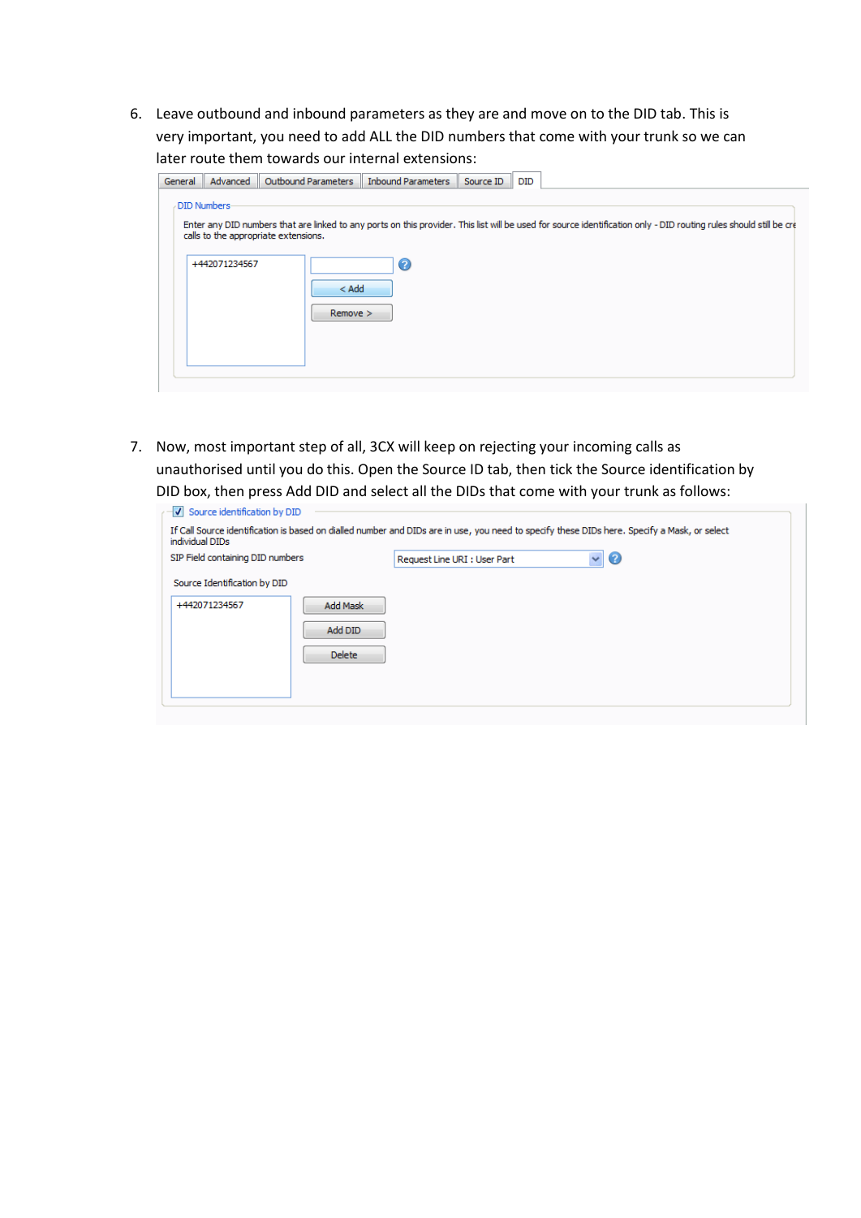6. Leave outbound and inbound parameters as they are and move on to the DID tab. This is very important, you need to add ALL the DID numbers that come with your trunk so we can later route them towards our internal extensions:

   General | Advanced | Outbound Parameters | Inbound Parameters | Source ID | DID

   DID Numbers

   Enter any DID numbers that are linked to any ports on this provider. This list will be used for source identification only - DID routing rules should still be cre calls to the appropriate extensions.

   +442071234567

   < Add

   Remove >

7. Now, most important step of all, 3CX will keep on rejecting your incoming calls as unauthorised until you do this. Open the Source ID tab, then tick the Source identification by DID box, then press Add DID and select all the DIDs that come with your trunk as follows:

   ☑ Source identification by DID

   If Call Source identification is based on dialled number and DIDs are in use, you need to specify these DIDs here. Specify a Mask, or select individual DIDs

   SIP Field containing DID numbers: Request Line URI : User Part

   Source Identification by DID

   +442071234567

   Add Mask

   Add DID

   Delete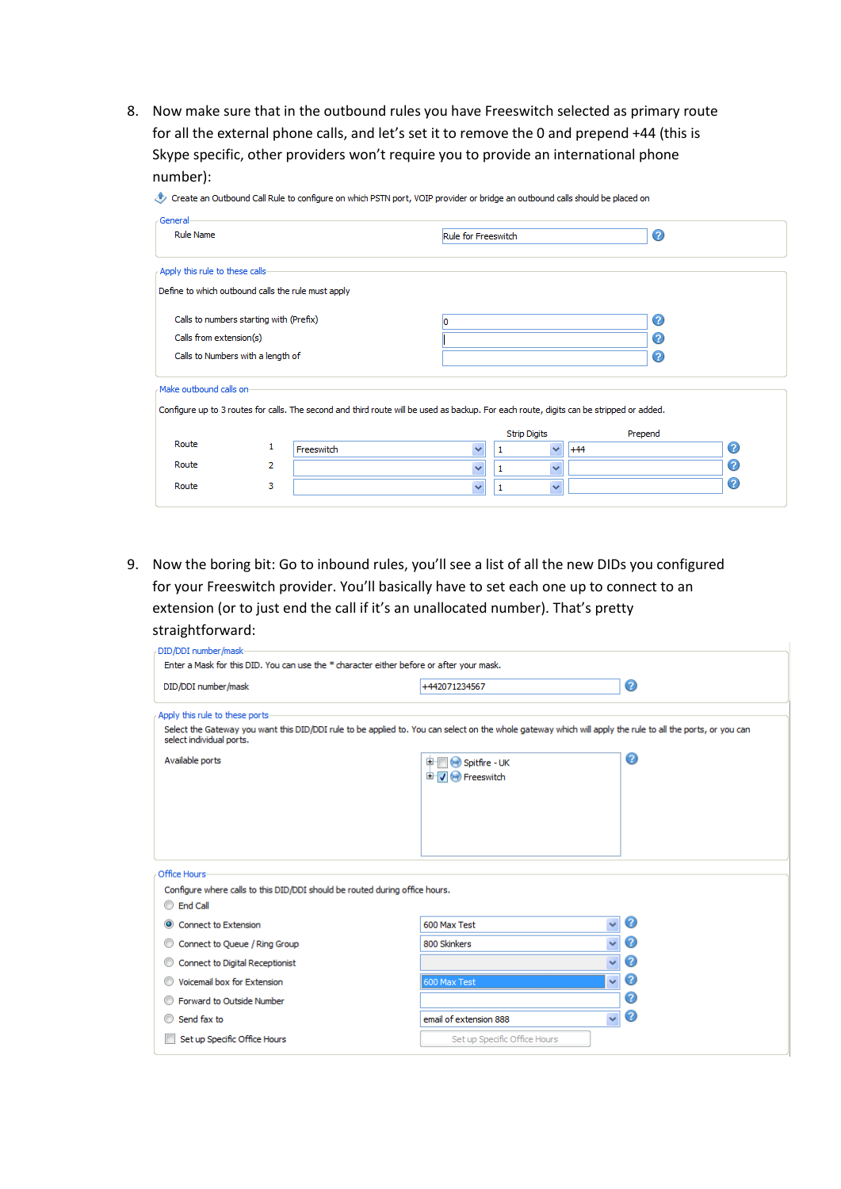8. Now make sure that in the outbound rules you have Freeswitch selected as primary route for all the external phone calls, and let's set it to remove the 0 and prepend +44 (this is Skype specific, other providers won't require you to provide an international phone number):

Create an Outbound Call Rule to configure on which PSTN port, VOIP provider or bridge an outbound calls should be placed on

**General**

Rule Name: Rule for Freeswitch

**Apply this rule to these calls**

Define to which outbound calls the rule must apply

- Calls to numbers starting with (Prefix): 0
- Calls from extension(s):
- Calls to Numbers with a length of:

**Make outbound calls on**

Configure up to 3 routes for calls. The second and third route will be used as backup. For each route, digits can be stripped or added.

| Route | | | Strip Digits | Prepend |
|---|---|---|---|---|
| Route | 1 | Freeswitch | 1 | +44 |
| Route | 2 | | 1 | |
| Route | 3 | | 1 | |

9. Now the boring bit: Go to inbound rules, you'll see a list of all the new DIDs you configured for your Freeswitch provider. You'll basically have to set each one up to connect to an extension (or to just end the call if it's an unallocated number). That's pretty straightforward:

**DID/DDI number/mask**

Enter a Mask for this DID. You can use the * character either before or after your mask.

DID/DDI number/mask: +442071234567

**Apply this rule to these ports**

Select the Gateway you want this DID/DDI rule to be applied to. You can select on the whole gateway which will apply the rule to all the ports, or you can select individual ports.

Available ports:

- [ ] Spitfire - UK
- [x] Freeswitch

**Office Hours**

Configure where calls to this DID/DDI should be routed during office hours.

- ( ) End Call
- (•) Connect to Extension: 600 Max Test
- ( ) Connect to Queue / Ring Group: 800 Skinkers
- ( ) Connect to Digital Receptionist:
- ( ) Voicemail box for Extension: 600 Max Test
- ( ) Forward to Outside Number:
- ( ) Send fax to: email of extension 888
- [ ] Set up Specific Office Hours — Set up Specific Office Hours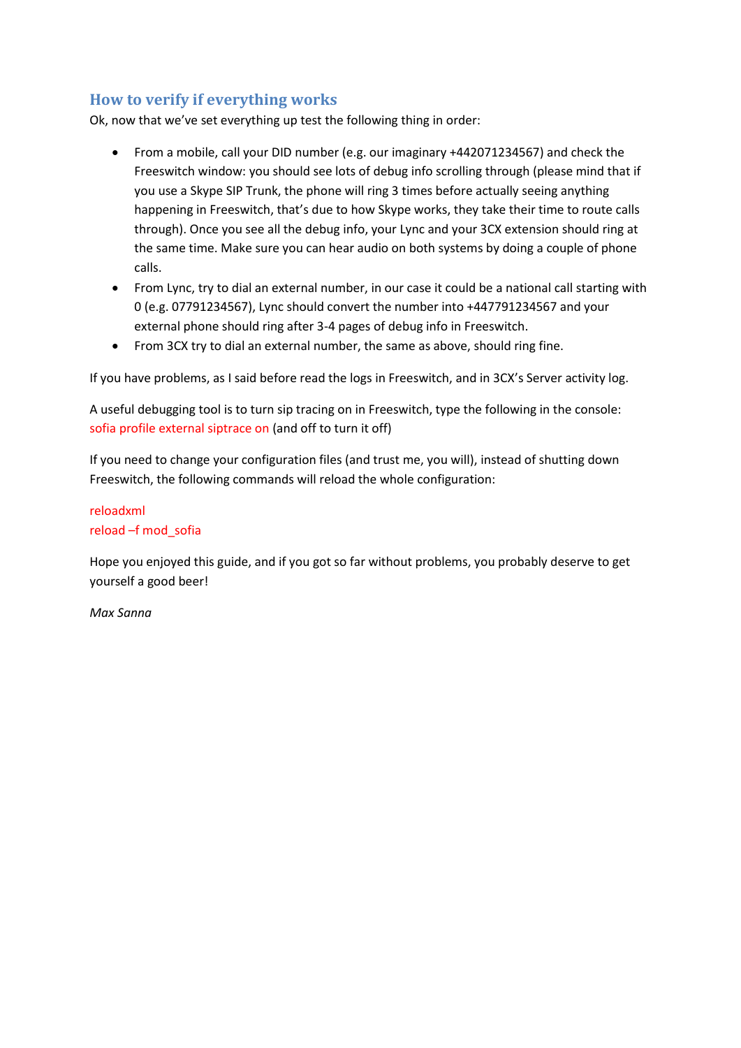## How to verify if everything works

Ok, now that we've set everything up test the following thing in order:

- From a mobile, call your DID number (e.g. our imaginary +442071234567) and check the Freeswitch window: you should see lots of debug info scrolling through (please mind that if you use a Skype SIP Trunk, the phone will ring 3 times before actually seeing anything happening in Freeswitch, that's due to how Skype works, they take their time to route calls through). Once you see all the debug info, your Lync and your 3CX extension should ring at the same time. Make sure you can hear audio on both systems by doing a couple of phone calls.
- From Lync, try to dial an external number, in our case it could be a national call starting with 0 (e.g. 07791234567), Lync should convert the number into +447791234567 and your external phone should ring after 3-4 pages of debug info in Freeswitch.
- From 3CX try to dial an external number, the same as above, should ring fine.

If you have problems, as I said before read the logs in Freeswitch, and in 3CX's Server activity log.

A useful debugging tool is to turn sip tracing on in Freeswitch, type the following in the console: `sofia profile external siptrace on` (and off to turn it off)

If you need to change your configuration files (and trust me, you will), instead of shutting down Freeswitch, the following commands will reload the whole configuration:

```
reloadxml
reload –f mod_sofia
```

Hope you enjoyed this guide, and if you got so far without problems, you probably deserve to get yourself a good beer!

*Max Sanna*